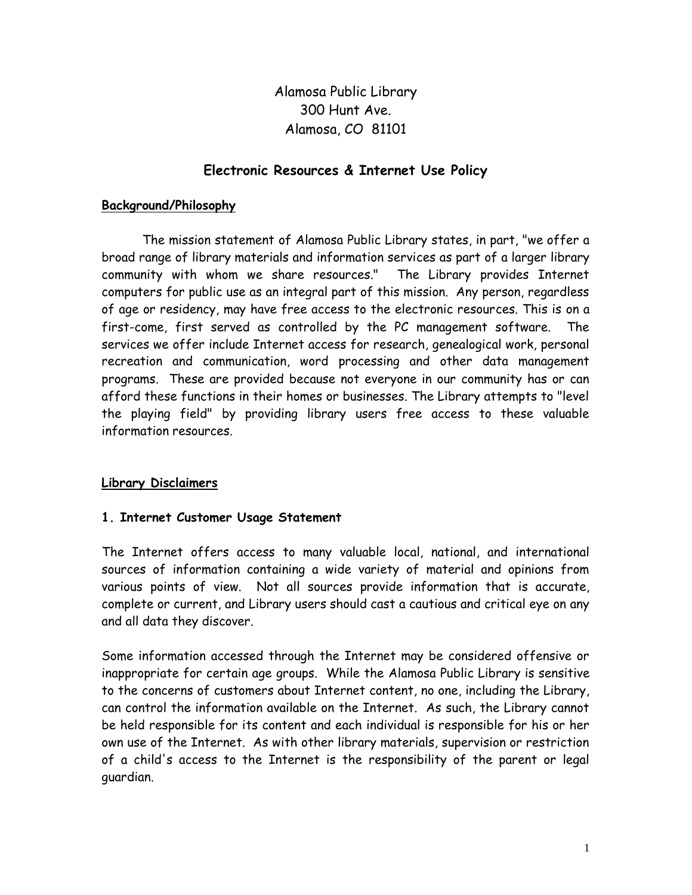Alamosa Public Library
300 Hunt Ave.
Alamosa, CO 81101

# Electronic Resources & Internet Use Policy

## Background/Philosophy

The mission statement of Alamosa Public Library states, in part, "we offer a broad range of library materials and information services as part of a larger library community with whom we share resources." The Library provides Internet computers for public use as an integral part of this mission. Any person, regardless of age or residency, may have free access to the electronic resources. This is on a first-come, first served as controlled by the PC management software. The services we offer include Internet access for research, genealogical work, personal recreation and communication, word processing and other data management programs. These are provided because not everyone in our community has or can afford these functions in their homes or businesses. The Library attempts to "level the playing field" by providing library users free access to these valuable information resources.

## Library Disclaimers

### 1. Internet Customer Usage Statement

The Internet offers access to many valuable local, national, and international sources of information containing a wide variety of material and opinions from various points of view. Not all sources provide information that is accurate, complete or current, and Library users should cast a cautious and critical eye on any and all data they discover.

Some information accessed through the Internet may be considered offensive or inappropriate for certain age groups. While the Alamosa Public Library is sensitive to the concerns of customers about Internet content, no one, including the Library, can control the information available on the Internet. As such, the Library cannot be held responsible for its content and each individual is responsible for his or her own use of the Internet. As with other library materials, supervision or restriction of a child's access to the Internet is the responsibility of the parent or legal guardian.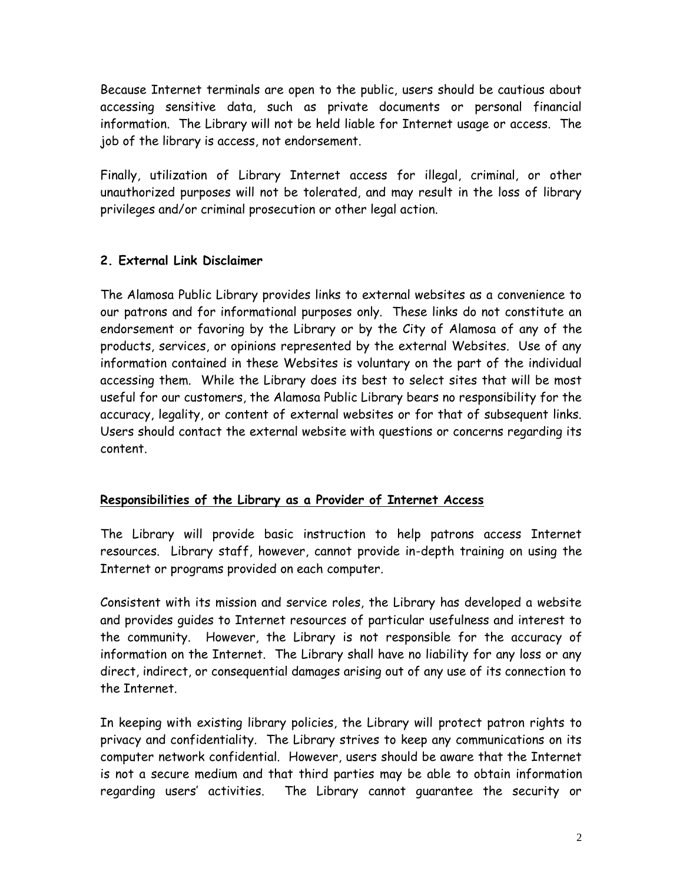Because Internet terminals are open to the public, users should be cautious about accessing sensitive data, such as private documents or personal financial information. The Library will not be held liable for Internet usage or access. The job of the library is access, not endorsement.

Finally, utilization of Library Internet access for illegal, criminal, or other unauthorized purposes will not be tolerated, and may result in the loss of library privileges and/or criminal prosecution or other legal action.

**2. External Link Disclaimer**

The Alamosa Public Library provides links to external websites as a convenience to our patrons and for informational purposes only. These links do not constitute an endorsement or favoring by the Library or by the City of Alamosa of any of the products, services, or opinions represented by the external Websites. Use of any information contained in these Websites is voluntary on the part of the individual accessing them. While the Library does its best to select sites that will be most useful for our customers, the Alamosa Public Library bears no responsibility for the accuracy, legality, or content of external websites or for that of subsequent links. Users should contact the external website with questions or concerns regarding its content.

**Responsibilities of the Library as a Provider of Internet Access**

The Library will provide basic instruction to help patrons access Internet resources. Library staff, however, cannot provide in-depth training on using the Internet or programs provided on each computer.

Consistent with its mission and service roles, the Library has developed a website and provides guides to Internet resources of particular usefulness and interest to the community. However, the Library is not responsible for the accuracy of information on the Internet. The Library shall have no liability for any loss or any direct, indirect, or consequential damages arising out of any use of its connection to the Internet.

In keeping with existing library policies, the Library will protect patron rights to privacy and confidentiality. The Library strives to keep any communications on its computer network confidential. However, users should be aware that the Internet is not a secure medium and that third parties may be able to obtain information regarding users' activities. The Library cannot guarantee the security or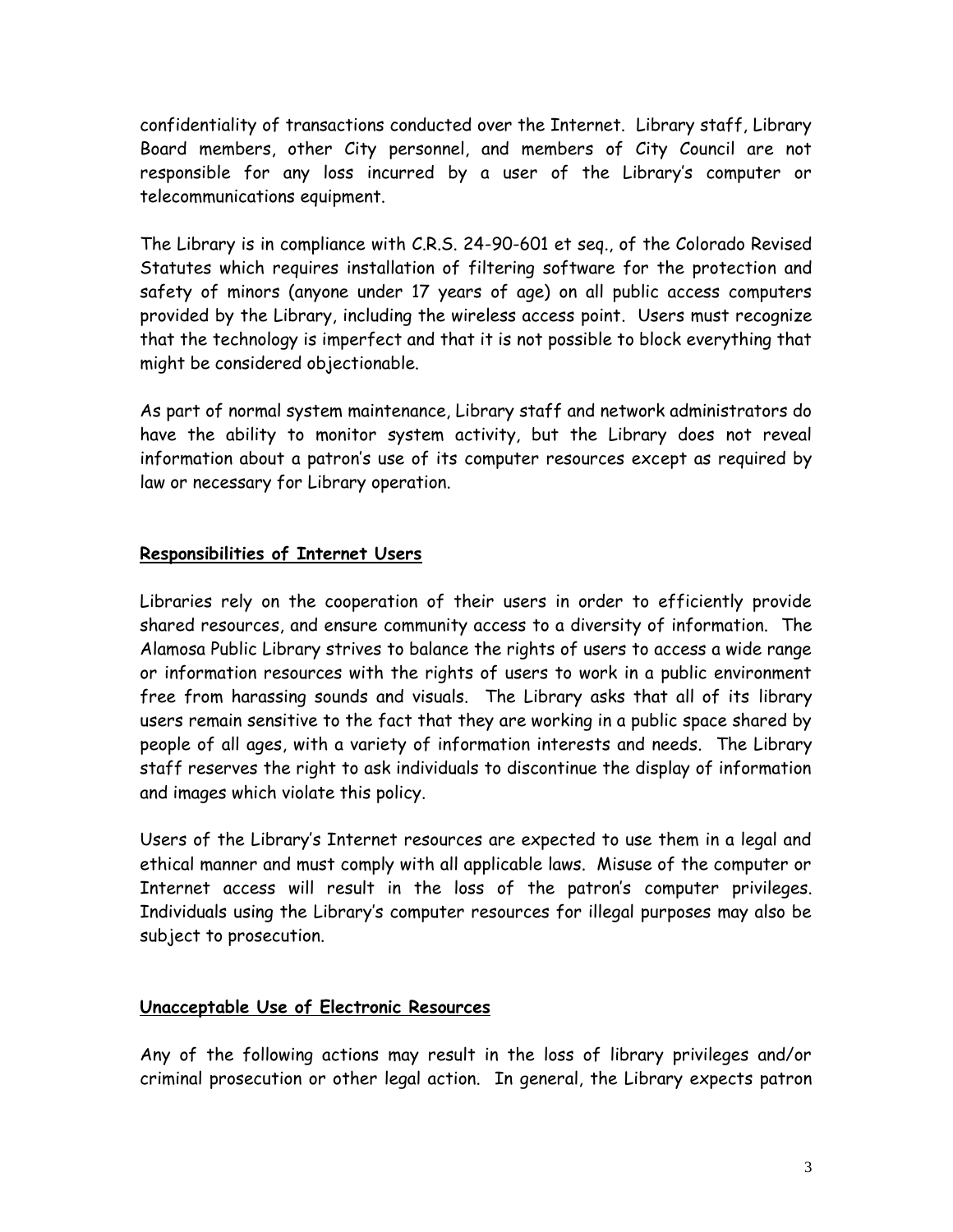confidentiality of transactions conducted over the Internet. Library staff, Library Board members, other City personnel, and members of City Council are not responsible for any loss incurred by a user of the Library's computer or telecommunications equipment.

The Library is in compliance with C.R.S. 24-90-601 et seq., of the Colorado Revised Statutes which requires installation of filtering software for the protection and safety of minors (anyone under 17 years of age) on all public access computers provided by the Library, including the wireless access point. Users must recognize that the technology is imperfect and that it is not possible to block everything that might be considered objectionable.

As part of normal system maintenance, Library staff and network administrators do have the ability to monitor system activity, but the Library does not reveal information about a patron's use of its computer resources except as required by law or necessary for Library operation.

## Responsibilities of Internet Users

Libraries rely on the cooperation of their users in order to efficiently provide shared resources, and ensure community access to a diversity of information. The Alamosa Public Library strives to balance the rights of users to access a wide range or information resources with the rights of users to work in a public environment free from harassing sounds and visuals. The Library asks that all of its library users remain sensitive to the fact that they are working in a public space shared by people of all ages, with a variety of information interests and needs. The Library staff reserves the right to ask individuals to discontinue the display of information and images which violate this policy.

Users of the Library's Internet resources are expected to use them in a legal and ethical manner and must comply with all applicable laws. Misuse of the computer or Internet access will result in the loss of the patron's computer privileges. Individuals using the Library's computer resources for illegal purposes may also be subject to prosecution.

## Unacceptable Use of Electronic Resources

Any of the following actions may result in the loss of library privileges and/or criminal prosecution or other legal action. In general, the Library expects patron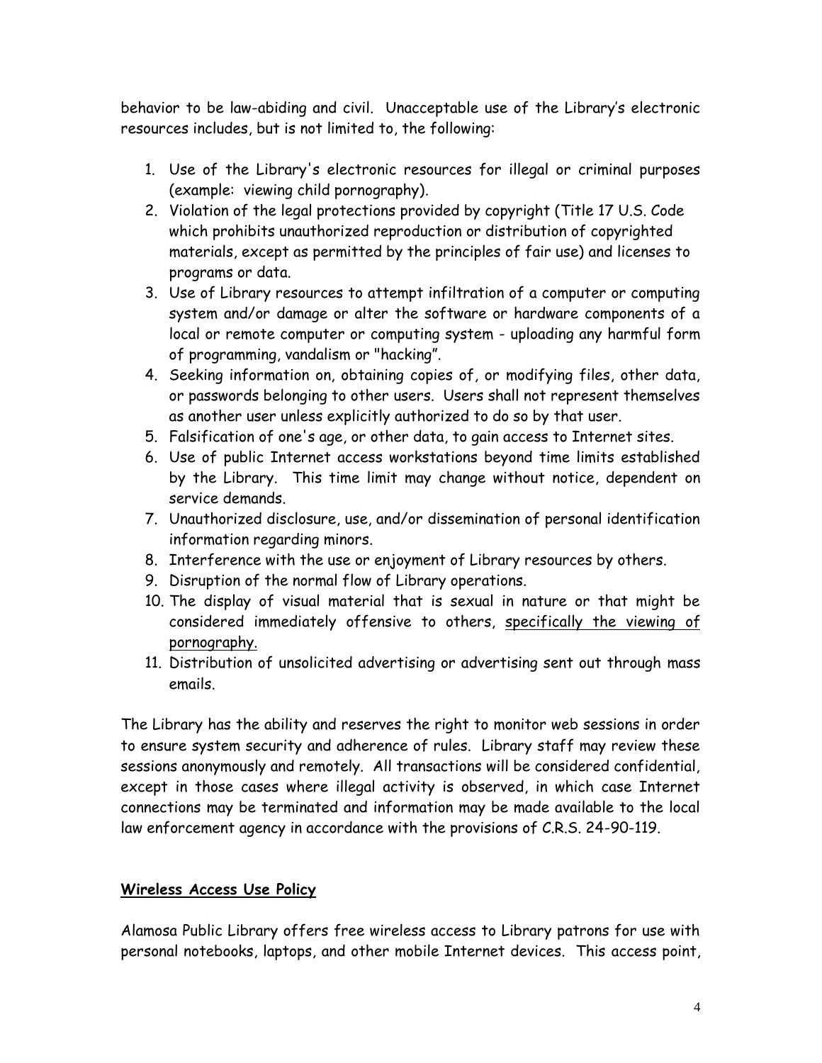behavior to be law-abiding and civil. Unacceptable use of the Library's electronic resources includes, but is not limited to, the following:

1. Use of the Library's electronic resources for illegal or criminal purposes (example: viewing child pornography).
2. Violation of the legal protections provided by copyright (Title 17 U.S. Code which prohibits unauthorized reproduction or distribution of copyrighted materials, except as permitted by the principles of fair use) and licenses to programs or data.
3. Use of Library resources to attempt infiltration of a computer or computing system and/or damage or alter the software or hardware components of a local or remote computer or computing system - uploading any harmful form of programming, vandalism or "hacking".
4. Seeking information on, obtaining copies of, or modifying files, other data, or passwords belonging to other users. Users shall not represent themselves as another user unless explicitly authorized to do so by that user.
5. Falsification of one's age, or other data, to gain access to Internet sites.
6. Use of public Internet access workstations beyond time limits established by the Library. This time limit may change without notice, dependent on service demands.
7. Unauthorized disclosure, use, and/or dissemination of personal identification information regarding minors.
8. Interference with the use or enjoyment of Library resources by others.
9. Disruption of the normal flow of Library operations.
10. The display of visual material that is sexual in nature or that might be considered immediately offensive to others, <u>specifically the viewing of pornography.</u>
11. Distribution of unsolicited advertising or advertising sent out through mass emails.

The Library has the ability and reserves the right to monitor web sessions in order to ensure system security and adherence of rules. Library staff may review these sessions anonymously and remotely. All transactions will be considered confidential, except in those cases where illegal activity is observed, in which case Internet connections may be terminated and information may be made available to the local law enforcement agency in accordance with the provisions of C.R.S. 24-90-119.

## Wireless Access Use Policy

Alamosa Public Library offers free wireless access to Library patrons for use with personal notebooks, laptops, and other mobile Internet devices. This access point,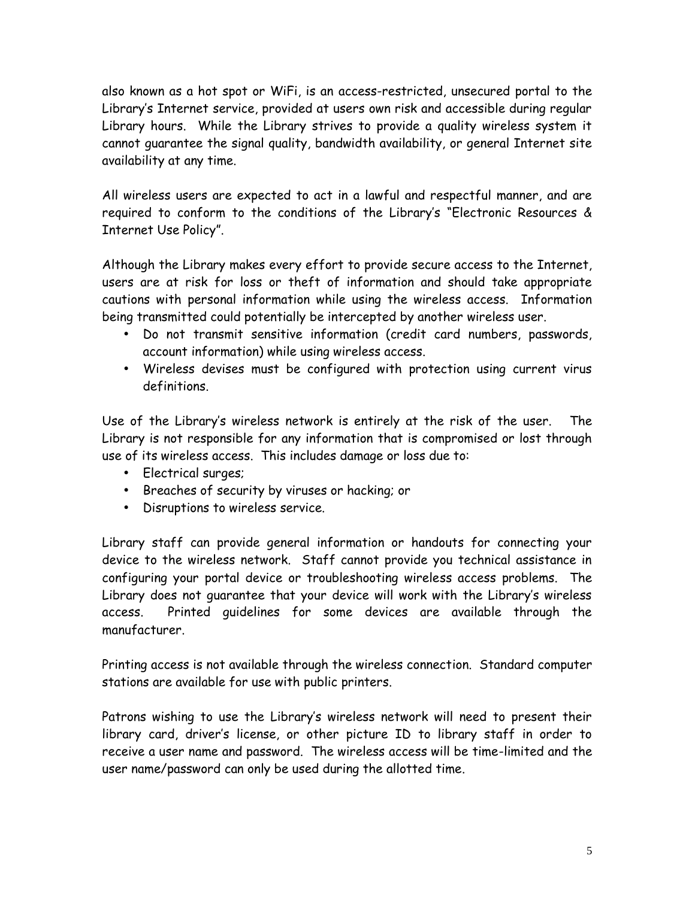also known as a hot spot or WiFi, is an access-restricted, unsecured portal to the Library's Internet service, provided at users own risk and accessible during regular Library hours. While the Library strives to provide a quality wireless system it cannot guarantee the signal quality, bandwidth availability, or general Internet site availability at any time.

All wireless users are expected to act in a lawful and respectful manner, and are required to conform to the conditions of the Library's "Electronic Resources & Internet Use Policy".

Although the Library makes every effort to provide secure access to the Internet, users are at risk for loss or theft of information and should take appropriate cautions with personal information while using the wireless access. Information being transmitted could potentially be intercepted by another wireless user.

- Do not transmit sensitive information (credit card numbers, passwords, account information) while using wireless access.
- Wireless devises must be configured with protection using current virus definitions.

Use of the Library's wireless network is entirely at the risk of the user. The Library is not responsible for any information that is compromised or lost through use of its wireless access. This includes damage or loss due to:

- Electrical surges;
- Breaches of security by viruses or hacking; or
- Disruptions to wireless service.

Library staff can provide general information or handouts for connecting your device to the wireless network. Staff cannot provide you technical assistance in configuring your portal device or troubleshooting wireless access problems. The Library does not guarantee that your device will work with the Library's wireless access. Printed guidelines for some devices are available through the manufacturer.

Printing access is not available through the wireless connection. Standard computer stations are available for use with public printers.

Patrons wishing to use the Library's wireless network will need to present their library card, driver's license, or other picture ID to library staff in order to receive a user name and password. The wireless access will be time-limited and the user name/password can only be used during the allotted time.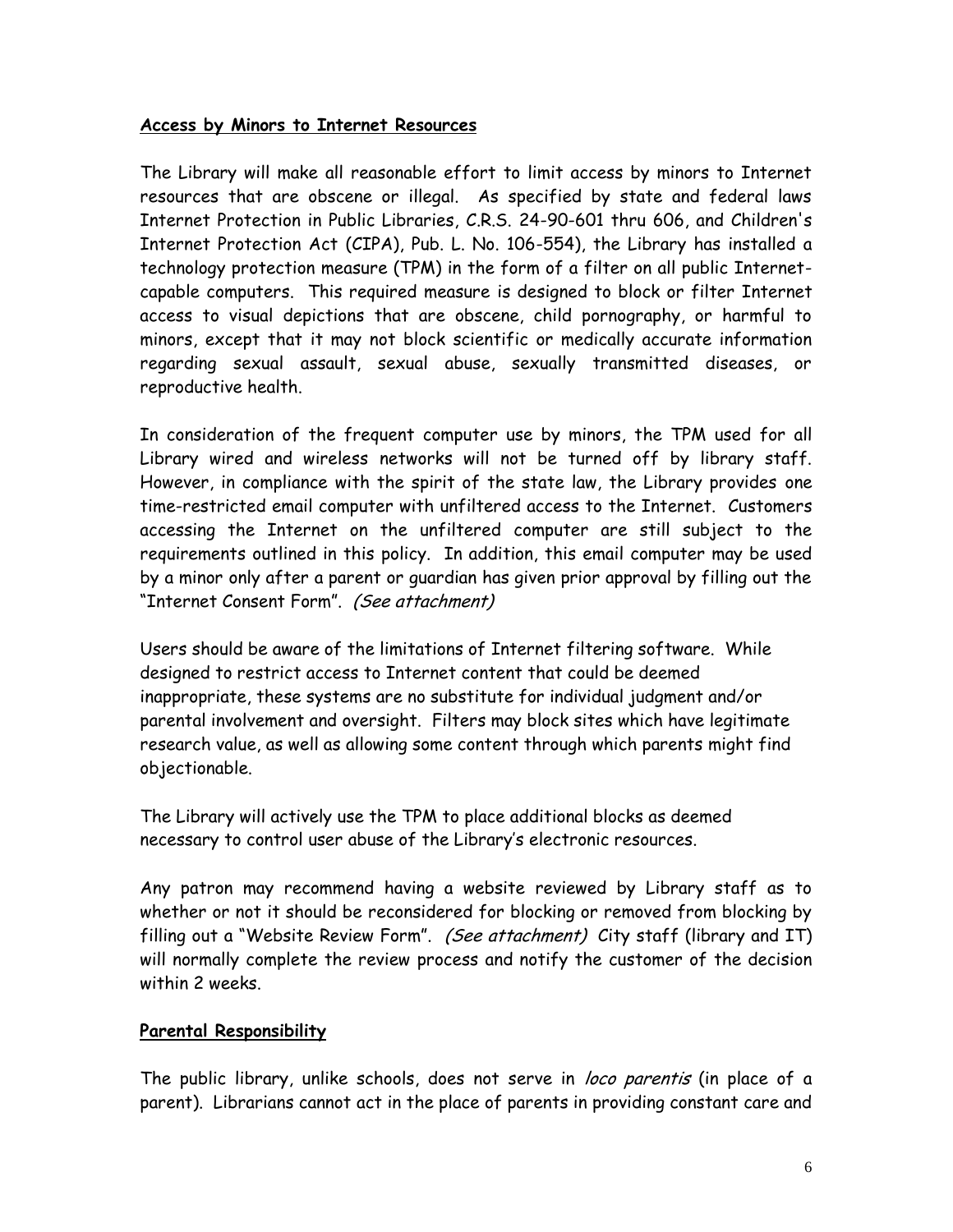**Access by Minors to Internet Resources**

The Library will make all reasonable effort to limit access by minors to Internet resources that are obscene or illegal. As specified by state and federal laws Internet Protection in Public Libraries, C.R.S. 24-90-601 thru 606, and Children's Internet Protection Act (CIPA), Pub. L. No. 106-554), the Library has installed a technology protection measure (TPM) in the form of a filter on all public Internet-capable computers. This required measure is designed to block or filter Internet access to visual depictions that are obscene, child pornography, or harmful to minors, except that it may not block scientific or medically accurate information regarding sexual assault, sexual abuse, sexually transmitted diseases, or reproductive health.

In consideration of the frequent computer use by minors, the TPM used for all Library wired and wireless networks will not be turned off by library staff. However, in compliance with the spirit of the state law, the Library provides one time-restricted email computer with unfiltered access to the Internet. Customers accessing the Internet on the unfiltered computer are still subject to the requirements outlined in this policy. In addition, this email computer may be used by a minor only after a parent or guardian has given prior approval by filling out the "Internet Consent Form". *(See attachment)*

Users should be aware of the limitations of Internet filtering software. While designed to restrict access to Internet content that could be deemed inappropriate, these systems are no substitute for individual judgment and/or parental involvement and oversight. Filters may block sites which have legitimate research value, as well as allowing some content through which parents might find objectionable.

The Library will actively use the TPM to place additional blocks as deemed necessary to control user abuse of the Library's electronic resources.

Any patron may recommend having a website reviewed by Library staff as to whether or not it should be reconsidered for blocking or removed from blocking by filling out a "Website Review Form". *(See attachment)* City staff (library and IT) will normally complete the review process and notify the customer of the decision within 2 weeks.

**Parental Responsibility**

The public library, unlike schools, does not serve in *loco parentis* (in place of a parent). Librarians cannot act in the place of parents in providing constant care and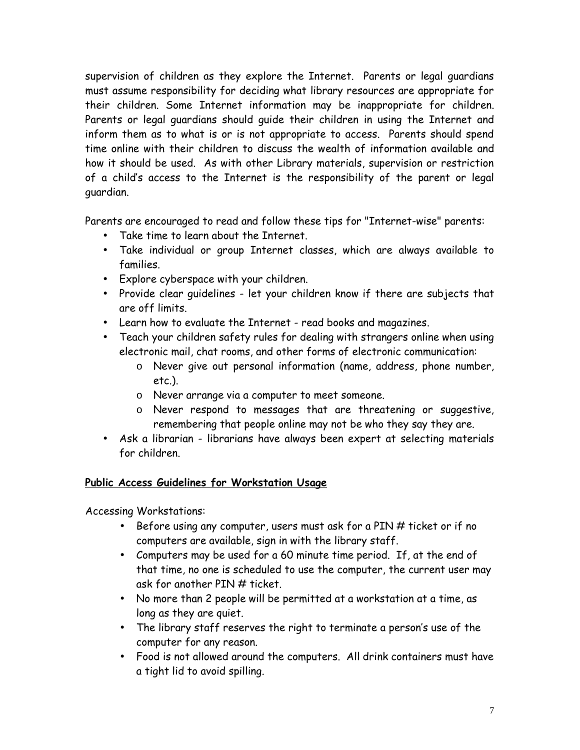supervision of children as they explore the Internet. Parents or legal guardians must assume responsibility for deciding what library resources are appropriate for their children. Some Internet information may be inappropriate for children. Parents or legal guardians should guide their children in using the Internet and inform them as to what is or is not appropriate to access. Parents should spend time online with their children to discuss the wealth of information available and how it should be used. As with other Library materials, supervision or restriction of a child's access to the Internet is the responsibility of the parent or legal guardian.

Parents are encouraged to read and follow these tips for "Internet-wise" parents:

- Take time to learn about the Internet.
- Take individual or group Internet classes, which are always available to families.
- Explore cyberspace with your children.
- Provide clear guidelines - let your children know if there are subjects that are off limits.
- Learn how to evaluate the Internet - read books and magazines.
- Teach your children safety rules for dealing with strangers online when using electronic mail, chat rooms, and other forms of electronic communication:
    - Never give out personal information (name, address, phone number, etc.).
    - Never arrange via a computer to meet someone.
    - Never respond to messages that are threatening or suggestive, remembering that people online may not be who they say they are.
- Ask a librarian - librarians have always been expert at selecting materials for children.

**<u>Public Access Guidelines for Workstation Usage</u>**

Accessing Workstations:

- Before using any computer, users must ask for a PIN # ticket or if no computers are available, sign in with the library staff.
- Computers may be used for a 60 minute time period. If, at the end of that time, no one is scheduled to use the computer, the current user may ask for another PIN # ticket.
- No more than 2 people will be permitted at a workstation at a time, as long as they are quiet.
- The library staff reserves the right to terminate a person's use of the computer for any reason.
- Food is not allowed around the computers. All drink containers must have a tight lid to avoid spilling.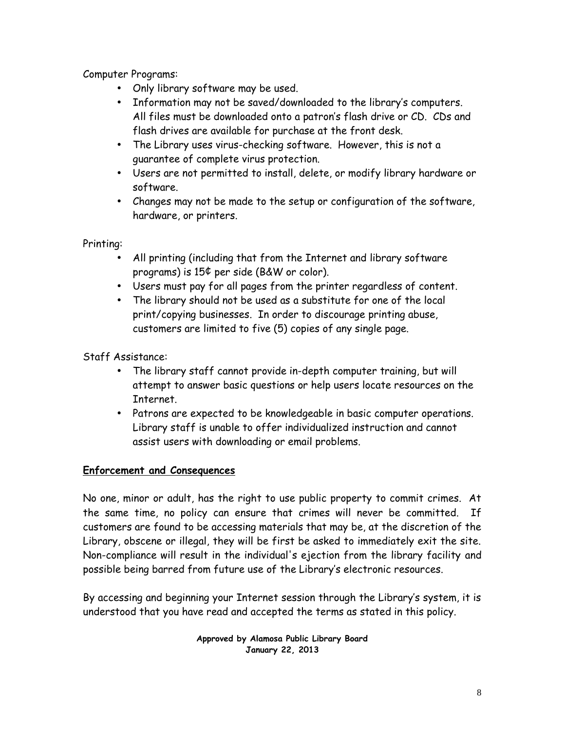Computer Programs:

- Only library software may be used.
- Information may not be saved/downloaded to the library's computers. All files must be downloaded onto a patron's flash drive or CD. CDs and flash drives are available for purchase at the front desk.
- The Library uses virus-checking software. However, this is not a guarantee of complete virus protection.
- Users are not permitted to install, delete, or modify library hardware or software.
- Changes may not be made to the setup or configuration of the software, hardware, or printers.

Printing:

- All printing (including that from the Internet and library software programs) is 15¢ per side (B&W or color).
- Users must pay for all pages from the printer regardless of content.
- The library should not be used as a substitute for one of the local print/copying businesses. In order to discourage printing abuse, customers are limited to five (5) copies of any single page.

Staff Assistance:

- The library staff cannot provide in-depth computer training, but will attempt to answer basic questions or help users locate resources on the Internet.
- Patrons are expected to be knowledgeable in basic computer operations. Library staff is unable to offer individualized instruction and cannot assist users with downloading or email problems.

**Enforcement and Consequences**

No one, minor or adult, has the right to use public property to commit crimes. At the same time, no policy can ensure that crimes will never be committed. If customers are found to be accessing materials that may be, at the discretion of the Library, obscene or illegal, they will be first be asked to immediately exit the site. Non-compliance will result in the individual's ejection from the library facility and possible being barred from future use of the Library's electronic resources.

By accessing and beginning your Internet session through the Library's system, it is understood that you have read and accepted the terms as stated in this policy.

**Approved by Alamosa Public Library Board**
**January 22, 2013**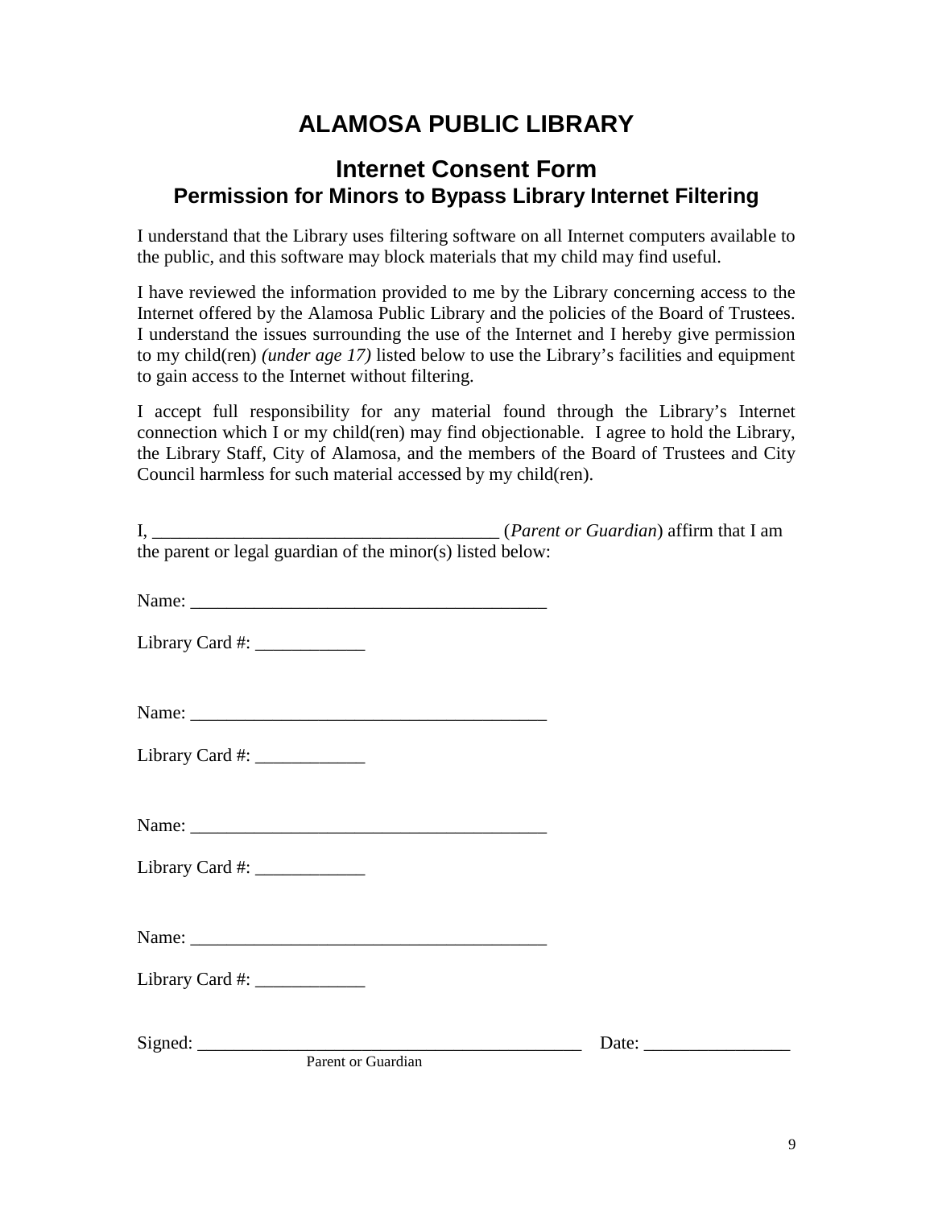# ALAMOSA PUBLIC LIBRARY

## Internet Consent Form
### Permission for Minors to Bypass Library Internet Filtering

I understand that the Library uses filtering software on all Internet computers available to the public, and this software may block materials that my child may find useful.

I have reviewed the information provided to me by the Library concerning access to the Internet offered by the Alamosa Public Library and the policies of the Board of Trustees. I understand the issues surrounding the use of the Internet and I hereby give permission to my child(ren) *(under age 17)* listed below to use the Library's facilities and equipment to gain access to the Internet without filtering.

I accept full responsibility for any material found through the Library's Internet connection which I or my child(ren) may find objectionable. I agree to hold the Library, the Library Staff, City of Alamosa, and the members of the Board of Trustees and City Council harmless for such material accessed by my child(ren).

I, ______________________________________ (*Parent or Guardian*) affirm that I am the parent or legal guardian of the minor(s) listed below:

Name: _______________________________________

Library Card #: ____________

Name: _______________________________________

Library Card #: ____________

Name: _______________________________________

Library Card #: ____________

Name: _______________________________________

Library Card #: ____________

Signed: __________________________________________ Date: ________________

Parent or Guardian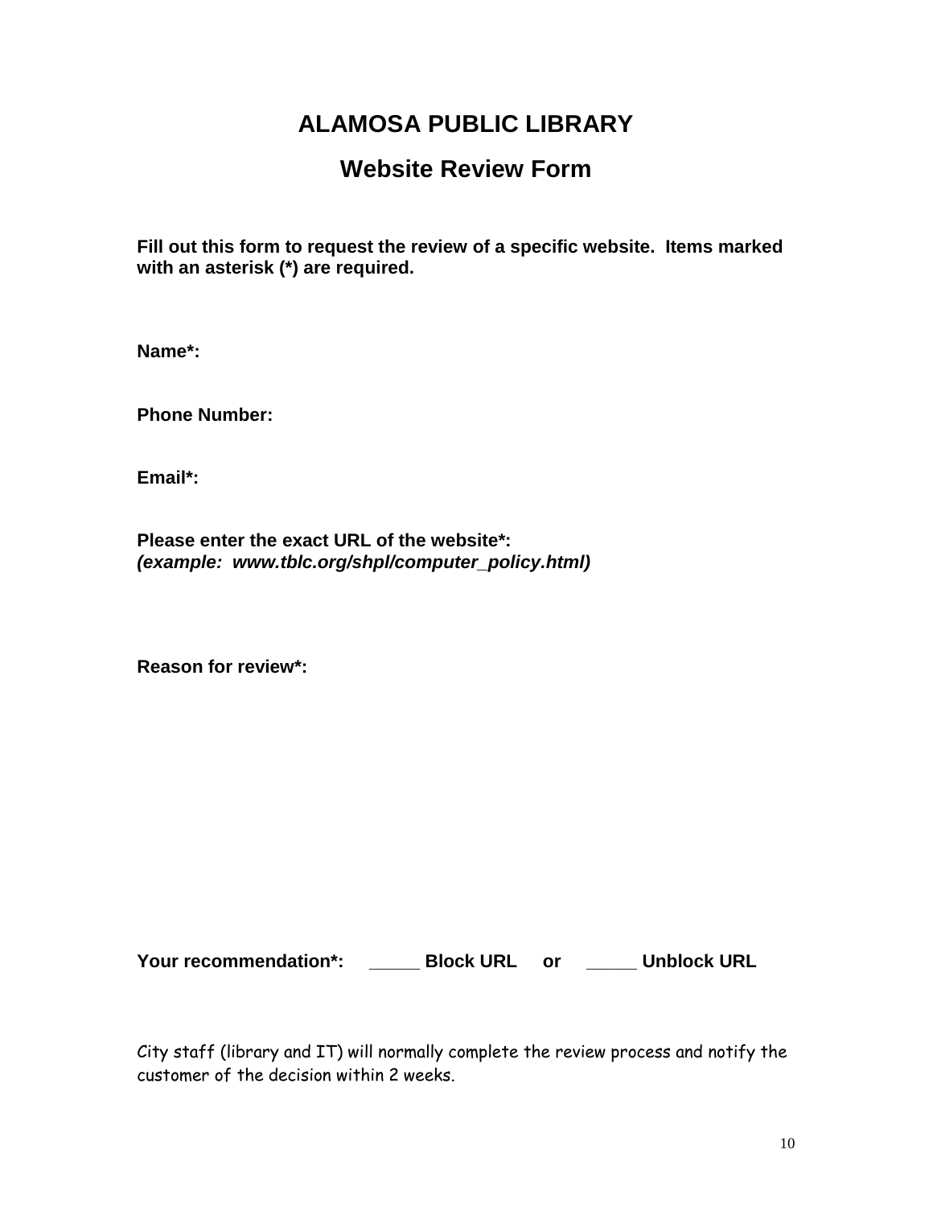# ALAMOSA PUBLIC LIBRARY

## Website Review Form

**Fill out this form to request the review of a specific website. Items marked with an asterisk (*) are required.**

**Name*:**

**Phone Number:**

**Email*:**

**Please enter the exact URL of the website*:**
***(example: www.tblc.org/shpl/computer_policy.html)***

**Reason for review*:**

**Your recommendation*: _____ Block URL or _____ Unblock URL**

City staff (library and IT) will normally complete the review process and notify the customer of the decision within 2 weeks.